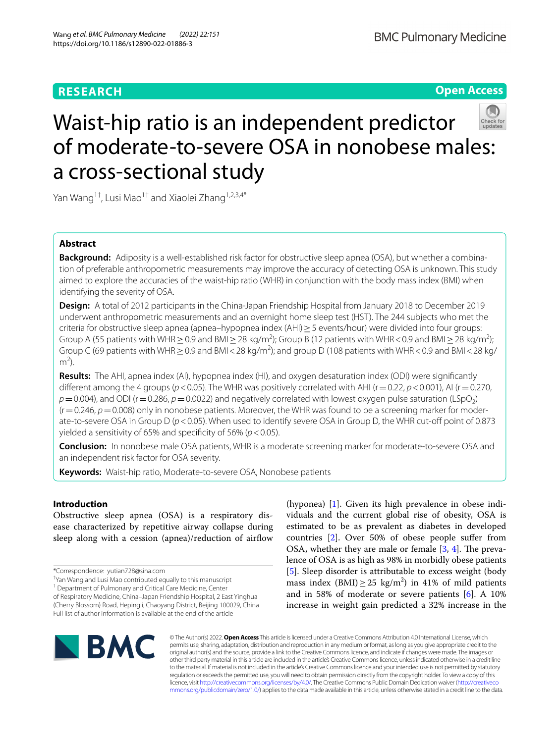RESEARCH

Open Access

# Waist-hip ratio is an independent predictor of moderate-to-severe OSA in nonobese males: a cross-sectional study

Yan Wang[1†], Lusi Mao[1†] and Xiaolei Zhang[1,2,3,4*]

## Abstract

**Background:** Adiposity is a well-established risk factor for obstructive sleep apnea (OSA), but whether a combination of preferable anthropometric measurements may improve the accuracy of detecting OSA is unknown. This study aimed to explore the accuracies of the waist-hip ratio (WHR) in conjunction with the body mass index (BMI) when identifying the severity of OSA.

**Design:** A total of 2012 participants in the China-Japan Friendship Hospital from January 2018 to December 2019 underwent anthropometric measurements and an overnight home sleep test (HST). The 244 subjects who met the criteria for obstructive sleep apnea (apnea–hypopnea index (AHI) ≥ 5 events/hour) were divided into four groups: Group A (55 patients with WHR ≥ 0.9 and BMI ≥ 28 kg/m$^2$); Group B (12 patients with WHR < 0.9 and BMI ≥ 28 kg/m$^2$); Group C (69 patients with WHR ≥ 0.9 and BMI < 28 kg/m$^2$); and group D (108 patients with WHR < 0.9 and BMI < 28 kg/m$^2$).

**Results:** The AHI, apnea index (AI), hypopnea index (HI), and oxygen desaturation index (ODI) were significantly different among the 4 groups ($p < 0.05$). The WHR was positively correlated with AHI ($r = 0.22$, $p < 0.001$), AI ($r = 0.270$, $p = 0.004$), and ODI ($r = 0.286$, $p = 0.0022$) and negatively correlated with lowest oxygen pulse saturation (LSpO$_2$) ($r = 0.246$, $p = 0.008$) only in nonobese patients. Moreover, the WHR was found to be a screening marker for moderate-to-severe OSA in Group D ($p < 0.05$). When used to identify severe OSA in Group D, the WHR cut-off point of 0.873 yielded a sensitivity of 65% and specificity of 56% ($p < 0.05$).

**Conclusion:** In nonobese male OSA patients, WHR is a moderate screening marker for moderate-to-severe OSA and an independent risk factor for OSA severity.

**Keywords:** Waist-hip ratio, Moderate-to-severe OSA, Nonobese patients

## Introduction

Obstructive sleep apnea (OSA) is a respiratory disease characterized by repetitive airway collapse during sleep along with a cession (apnea)/reduction of airflow (hyponea) [1]. Given its high prevalence in obese individuals and the current global rise of obesity, OSA is estimated to be as prevalent as diabetes in developed countries [2]. Over 50% of obese people suffer from OSA, whether they are male or female [3, 4]. The prevalence of OSA is as high as 98% in morbidly obese patients [5]. Sleep disorder is attributable to excess weight (body mass index (BMI) ≥ 25 kg/m$^2$) in 41% of mild patients and in 58% of moderate or severe patients [6]. A 10% increase in weight gain predicted a 32% increase in the

*Correspondence: yutian728@sina.com

†Yan Wang and Lusi Mao contributed equally to this manuscript

[1] Department of Pulmonary and Critical Care Medicine, Center of Respiratory Medicine, China–Japan Friendship Hospital, 2 East Yinghua (Cherry Blossom) Road, Hepingli, Chaoyang District, Beijing 100029, China

Full list of author information is available at the end of the article

© The Author(s) 2022. **Open Access** This article is licensed under a Creative Commons Attribution 4.0 International License, which permits use, sharing, adaptation, distribution and reproduction in any medium or format, as long as you give appropriate credit to the original author(s) and the source, provide a link to the Creative Commons licence, and indicate if changes were made. The images or other third party material in this article are included in the article's Creative Commons licence, unless indicated otherwise in a credit line to the material. If material is not included in the article's Creative Commons licence and your intended use is not permitted by statutory regulation or exceeds the permitted use, you will need to obtain permission directly from the copyright holder. To view a copy of this licence, visit http://creativecommons.org/licenses/by/4.0/. The Creative Commons Public Domain Dedication waiver (http://creativecommons.org/publicdomain/zero/1.0/) applies to the data made available in this article, unless otherwise stated in a credit line to the data.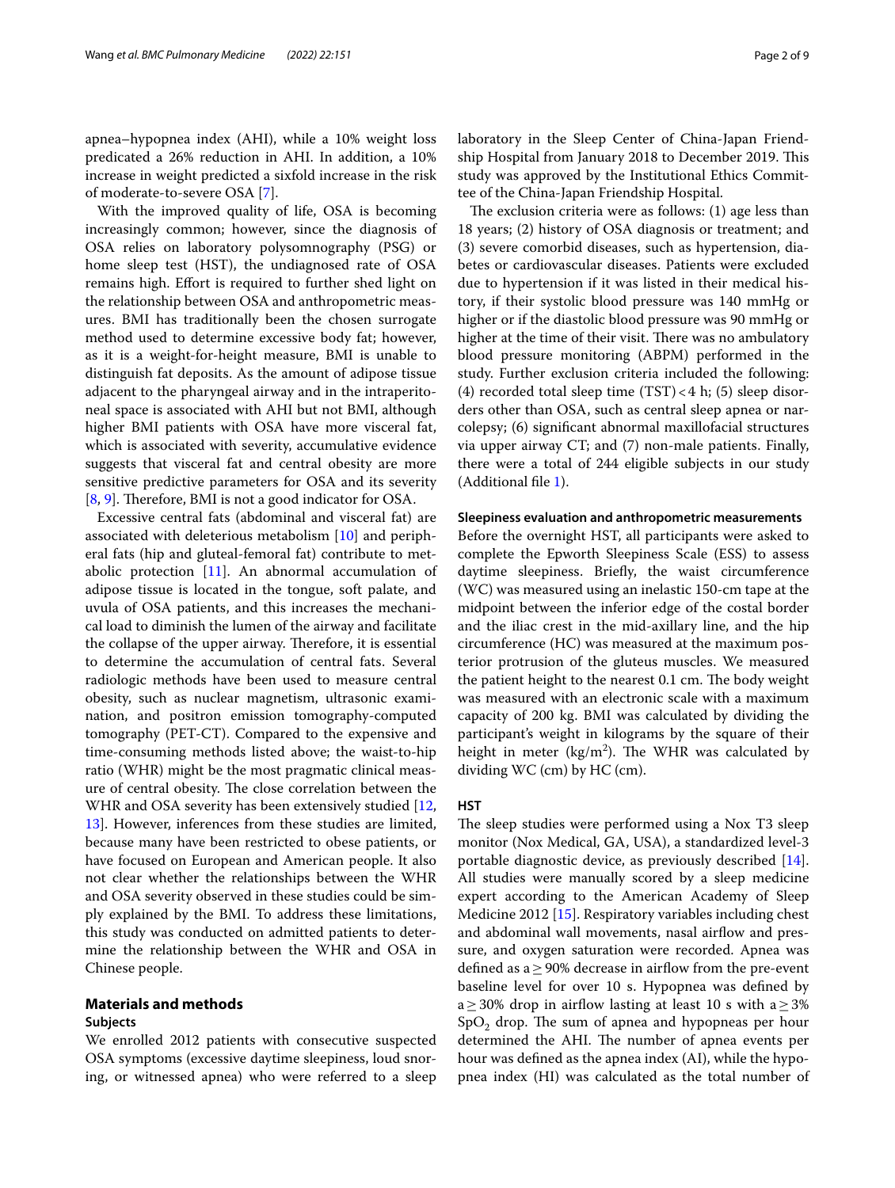apnea–hypopnea index (AHI), while a 10% weight loss predicated a 26% reduction in AHI. In addition, a 10% increase in weight predicted a sixfold increase in the risk of moderate-to-severe OSA [7].

With the improved quality of life, OSA is becoming increasingly common; however, since the diagnosis of OSA relies on laboratory polysomnography (PSG) or home sleep test (HST), the undiagnosed rate of OSA remains high. Effort is required to further shed light on the relationship between OSA and anthropometric measures. BMI has traditionally been the chosen surrogate method used to determine excessive body fat; however, as it is a weight-for-height measure, BMI is unable to distinguish fat deposits. As the amount of adipose tissue adjacent to the pharyngeal airway and in the intraperitoneal space is associated with AHI but not BMI, although higher BMI patients with OSA have more visceral fat, which is associated with severity, accumulative evidence suggests that visceral fat and central obesity are more sensitive predictive parameters for OSA and its severity [8, 9]. Therefore, BMI is not a good indicator for OSA.

Excessive central fats (abdominal and visceral fat) are associated with deleterious metabolism [10] and peripheral fats (hip and gluteal-femoral fat) contribute to metabolic protection [11]. An abnormal accumulation of adipose tissue is located in the tongue, soft palate, and uvula of OSA patients, and this increases the mechanical load to diminish the lumen of the airway and facilitate the collapse of the upper airway. Therefore, it is essential to determine the accumulation of central fats. Several radiologic methods have been used to measure central obesity, such as nuclear magnetism, ultrasonic examination, and positron emission tomography-computed tomography (PET-CT). Compared to the expensive and time-consuming methods listed above; the waist-to-hip ratio (WHR) might be the most pragmatic clinical measure of central obesity. The close correlation between the WHR and OSA severity has been extensively studied [12, 13]. However, inferences from these studies are limited, because many have been restricted to obese patients, or have focused on European and American people. It also not clear whether the relationships between the WHR and OSA severity observed in these studies could be simply explained by the BMI. To address these limitations, this study was conducted on admitted patients to determine the relationship between the WHR and OSA in Chinese people.

## Materials and methods

### Subjects

We enrolled 2012 patients with consecutive suspected OSA symptoms (excessive daytime sleepiness, loud snoring, or witnessed apnea) who were referred to a sleep laboratory in the Sleep Center of China-Japan Friendship Hospital from January 2018 to December 2019. This study was approved by the Institutional Ethics Committee of the China-Japan Friendship Hospital.

The exclusion criteria were as follows: (1) age less than 18 years; (2) history of OSA diagnosis or treatment; and (3) severe comorbid diseases, such as hypertension, diabetes or cardiovascular diseases. Patients were excluded due to hypertension if it was listed in their medical history, if their systolic blood pressure was 140 mmHg or higher or if the diastolic blood pressure was 90 mmHg or higher at the time of their visit. There was no ambulatory blood pressure monitoring (ABPM) performed in the study. Further exclusion criteria included the following: (4) recorded total sleep time (TST) < 4 h; (5) sleep disorders other than OSA, such as central sleep apnea or narcolepsy; (6) significant abnormal maxillofacial structures via upper airway CT; and (7) non-male patients. Finally, there were a total of 244 eligible subjects in our study (Additional file 1).

### Sleepiness evaluation and anthropometric measurements

Before the overnight HST, all participants were asked to complete the Epworth Sleepiness Scale (ESS) to assess daytime sleepiness. Briefly, the waist circumference (WC) was measured using an inelastic 150-cm tape at the midpoint between the inferior edge of the costal border and the iliac crest in the mid-axillary line, and the hip circumference (HC) was measured at the maximum posterior protrusion of the gluteus muscles. We measured the patient height to the nearest 0.1 cm. The body weight was measured with an electronic scale with a maximum capacity of 200 kg. BMI was calculated by dividing the participant's weight in kilograms by the square of their height in meter (kg/m$^2$). The WHR was calculated by dividing WC (cm) by HC (cm).

### HST

The sleep studies were performed using a Nox T3 sleep monitor (Nox Medical, GA, USA), a standardized level-3 portable diagnostic device, as previously described [14]. All studies were manually scored by a sleep medicine expert according to the American Academy of Sleep Medicine 2012 [15]. Respiratory variables including chest and abdominal wall movements, nasal airflow and pressure, and oxygen saturation were recorded. Apnea was defined as a ≥ 90% decrease in airflow from the pre-event baseline level for over 10 s. Hypopnea was defined by a ≥ 30% drop in airflow lasting at least 10 s with a ≥ 3% $SpO_2$ drop. The sum of apnea and hypopneas per hour determined the AHI. The number of apnea events per hour was defined as the apnea index (AI), while the hypopnea index (HI) was calculated as the total number of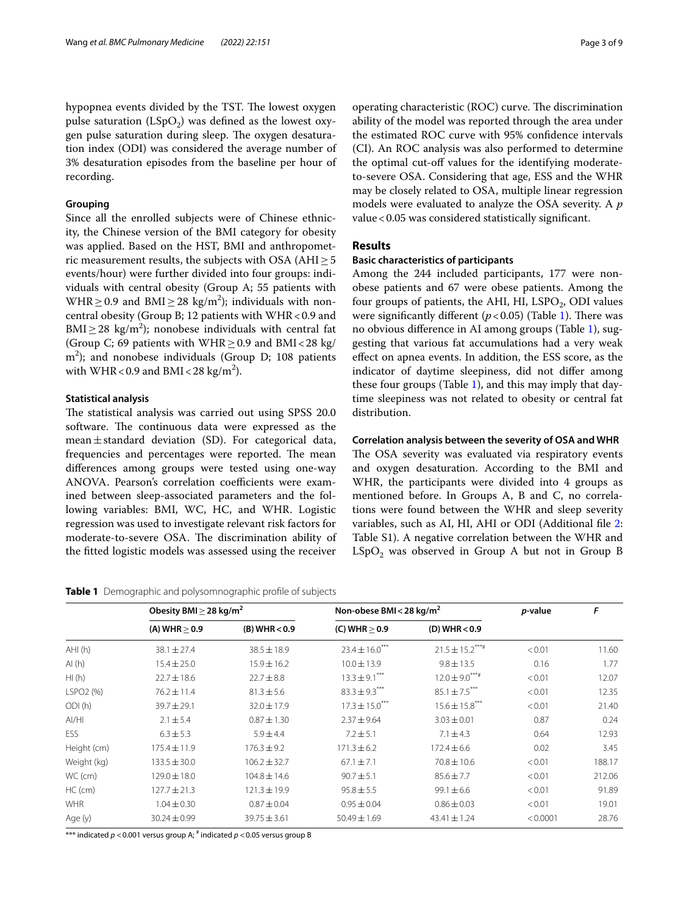hypopnea events divided by the TST. The lowest oxygen pulse saturation ($LSpO_2$) was defined as the lowest oxygen pulse saturation during sleep. The oxygen desaturation index (ODI) was considered the average number of 3% desaturation episodes from the baseline per hour of recording.

### Grouping

Since all the enrolled subjects were of Chinese ethnicity, the Chinese version of the BMI category for obesity was applied. Based on the HST, BMI and anthropometric measurement results, the subjects with OSA (AHI $\geq$ 5 events/hour) were further divided into four groups: individuals with central obesity (Group A; 55 patients with WHR $\geq$ 0.9 and BMI $\geq$ 28 kg/m$^2$); individuals with noncentral obesity (Group B; 12 patients with WHR < 0.9 and BMI $\geq$ 28 kg/m$^2$); nonobese individuals with central fat (Group C; 69 patients with WHR $\geq$ 0.9 and BMI < 28 kg/m$^2$); and nonobese individuals (Group D; 108 patients with WHR < 0.9 and BMI < 28 kg/m$^2$).

### Statistical analysis

The statistical analysis was carried out using SPSS 20.0 software. The continuous data were expressed as the mean $\pm$ standard deviation (SD). For categorical data, frequencies and percentages were reported. The mean differences among groups were tested using one-way ANOVA. Pearson's correlation coefficients were examined between sleep-associated parameters and the following variables: BMI, WC, HC, and WHR. Logistic regression was used to investigate relevant risk factors for moderate-to-severe OSA. The discrimination ability of the fitted logistic models was assessed using the receiver operating characteristic (ROC) curve. The discrimination ability of the model was reported through the area under the estimated ROC curve with 95% confidence intervals (CI). An ROC analysis was also performed to determine the optimal cut-off values for the identifying moderate-to-severe OSA. Considering that age, ESS and the WHR may be closely related to OSA, multiple linear regression models were evaluated to analyze the OSA severity. A *p* value < 0.05 was considered statistically significant.

## Results

### Basic characteristics of participants

Among the 244 included participants, 177 were nonobese patients and 67 were obese patients. Among the four groups of patients, the AHI, HI, $LSPO_2$, ODI values were significantly different ($p < 0.05$) (Table 1). There was no obvious difference in AI among groups (Table 1), suggesting that various fat accumulations had a very weak effect on apnea events. In addition, the ESS score, as the indicator of daytime sleepiness, did not differ among these four groups (Table 1), and this may imply that daytime sleepiness was not related to obesity or central fat distribution.

### Correlation analysis between the severity of OSA and WHR

The OSA severity was evaluated via respiratory events and oxygen desaturation. According to the BMI and WHR, the participants were divided into 4 groups as mentioned before. In Groups A, B and C, no correlations were found between the WHR and sleep severity variables, such as AI, HI, AHI or ODI (Additional file 2: Table S1). A negative correlation between the WHR and $LSpO_2$ was observed in Group A but not in Group B

**Table 1** Demographic and polysomnographic profile of subjects

| | Obesity BMI $\geq$ 28 kg/m$^2$ | | Non-obese BMI < 28 kg/m$^2$ | | *p*-value | *F* |
|---|---|---|---|---|---|---|
| | (A) WHR $\geq$ 0.9 | (B) WHR < 0.9 | (C) WHR $\geq$ 0.9 | (D) WHR < 0.9 | | |
| AHI (h) | 38.1 ± 27.4 | 38.5 ± 18.9 | 23.4 ± 16.0$^{***}$ | 21.5 ± 15.2$^{***\#}$ | < 0.01 | 11.60 |
| AI (h) | 15.4 ± 25.0 | 15.9 ± 16.2 | 10.0 ± 13.9 | 9.8 ± 13.5 | 0.16 | 1.77 |
| HI (h) | 22.7 ± 18.6 | 22.7 ± 8.8 | 13.3 ± 9.1$^{***}$ | 12.0 ± 9.0$^{***\#}$ | < 0.01 | 12.07 |
| LSPO2 (%) | 76.2 ± 11.4 | 81.3 ± 5.6 | 83.3 ± 9.3$^{***}$ | 85.1 ± 7.5$^{***}$ | < 0.01 | 12.35 |
| ODI (h) | 39.7 ± 29.1 | 32.0 ± 17.9 | 17.3 ± 15.0$^{***}$ | 15.6 ± 15.8$^{***}$ | < 0.01 | 21.40 |
| AI/HI | 2.1 ± 5.4 | 0.87 ± 1.30 | 2.37 ± 9.64 | 3.03 ± 0.01 | 0.87 | 0.24 |
| ESS | 6.3 ± 5.3 | 5.9 ± 4.4 | 7.2 ± 5.1 | 7.1 ± 4.3 | 0.64 | 12.93 |
| Height (cm) | 175.4 ± 11.9 | 176.3 ± 9.2 | 171.3 ± 6.2 | 172.4 ± 6.6 | 0.02 | 3.45 |
| Weight (kg) | 133.5 ± 30.0 | 106.2 ± 32.7 | 67.1 ± 7.1 | 70.8 ± 10.6 | < 0.01 | 188.17 |
| WC (cm) | 129.0 ± 18.0 | 104.8 ± 14.6 | 90.7 ± 5.1 | 85.6 ± 7.7 | < 0.01 | 212.06 |
| HC (cm) | 127.7 ± 21.3 | 121.3 ± 19.9 | 95.8 ± 5.5 | 99.1 ± 6.6 | < 0.01 | 91.89 |
| WHR | 1.04 ± 0.30 | 0.87 ± 0.04 | 0.95 ± 0.04 | 0.86 ± 0.03 | < 0.01 | 19.01 |
| Age (y) | 30.24 ± 0.99 | 39.75 ± 3.61 | 50.49 ± 1.69 | 43.41 ± 1.24 | < 0.0001 | 28.76 |

\*\*\* indicated $p < 0.001$ versus group A; # indicated $p < 0.05$ versus group B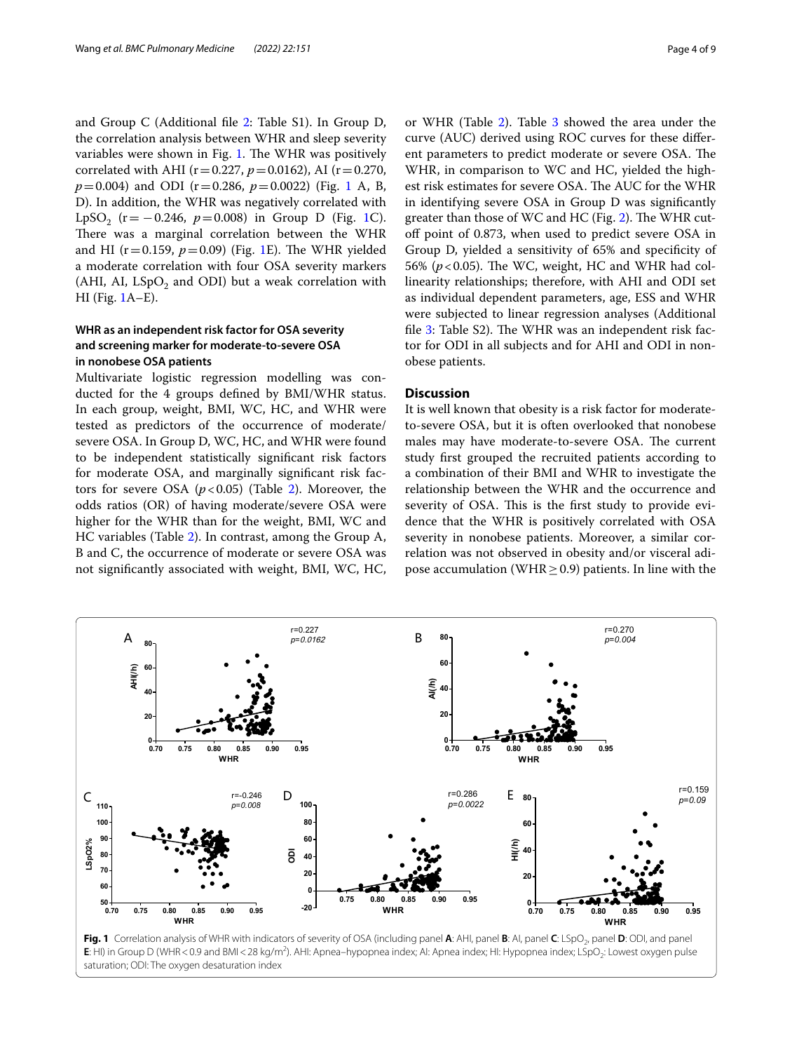and Group C (Additional file 2: Table S1). In Group D, the correlation analysis between WHR and sleep severity variables were shown in Fig. 1. The WHR was positively correlated with AHI (r = 0.227, $p = 0.0162$), AI (r = 0.270, $p = 0.004$) and ODI (r = 0.286, $p = 0.0022$) (Fig. 1 A, B, D). In addition, the WHR was negatively correlated with $LpSO_2$ (r = −0.246, $p = 0.008$) in Group D (Fig. 1C). There was a marginal correlation between the WHR and HI (r = 0.159, $p = 0.09$) (Fig. 1E). The WHR yielded a moderate correlation with four OSA severity markers (AHI, AI, $LSpO_2$ and ODI) but a weak correlation with HI (Fig. 1A–E).

### WHR as an independent risk factor for OSA severity and screening marker for moderate-to-severe OSA in nonobese OSA patients

Multivariate logistic regression modelling was conducted for the 4 groups defined by BMI/WHR status. In each group, weight, BMI, WC, HC, and WHR were tested as predictors of the occurrence of moderate/severe OSA. In Group D, WC, HC, and WHR were found to be independent statistically significant risk factors for moderate OSA, and marginally significant risk factors for severe OSA ($p < 0.05$) (Table 2). Moreover, the odds ratios (OR) of having moderate/severe OSA were higher for the WHR than for the weight, BMI, WC and HC variables (Table 2). In contrast, among the Group A, B and C, the occurrence of moderate or severe OSA was not significantly associated with weight, BMI, WC, HC, or WHR (Table 2). Table 3 showed the area under the curve (AUC) derived using ROC curves for these different parameters to predict moderate or severe OSA. The WHR, in comparison to WC and HC, yielded the highest risk estimates for severe OSA. The AUC for the WHR in identifying severe OSA in Group D was significantly greater than those of WC and HC (Fig. 2). The WHR cutoff point of 0.873, when used to predict severe OSA in Group D, yielded a sensitivity of 65% and specificity of 56% ($p < 0.05$). The WC, weight, HC and WHR had collinearity relationships; therefore, with AHI and ODI set as individual dependent parameters, age, ESS and WHR were subjected to linear regression analyses (Additional file 3: Table S2). The WHR was an independent risk factor for ODI in all subjects and for AHI and ODI in nonobese patients.

## Discussion

It is well known that obesity is a risk factor for moderate-to-severe OSA, but it is often overlooked that nonobese males may have moderate-to-severe OSA. The current study first grouped the recruited patients according to a combination of their BMI and WHR to investigate the relationship between the WHR and the occurrence and severity of OSA. This is the first study to provide evidence that the WHR is positively correlated with OSA severity in nonobese patients. Moreover, a similar correlation was not observed in obesity and/or visceral adipose accumulation (WHR ≥ 0.9) patients. In line with the

**Fig. 1** Correlation analysis of WHR with indicators of severity of OSA (including panel **A**: AHI, panel **B**: AI, panel **C**: $LSpO_2$, panel **D**: ODI, and panel **E**: HI) in Group D (WHR < 0.9 and BMI < 28 kg/m²). AHI: Apnea–hypopnea index; AI: Apnea index; HI: Hypopnea index; $LSpO_2$: Lowest oxygen pulse saturation; ODI: The oxygen desaturation index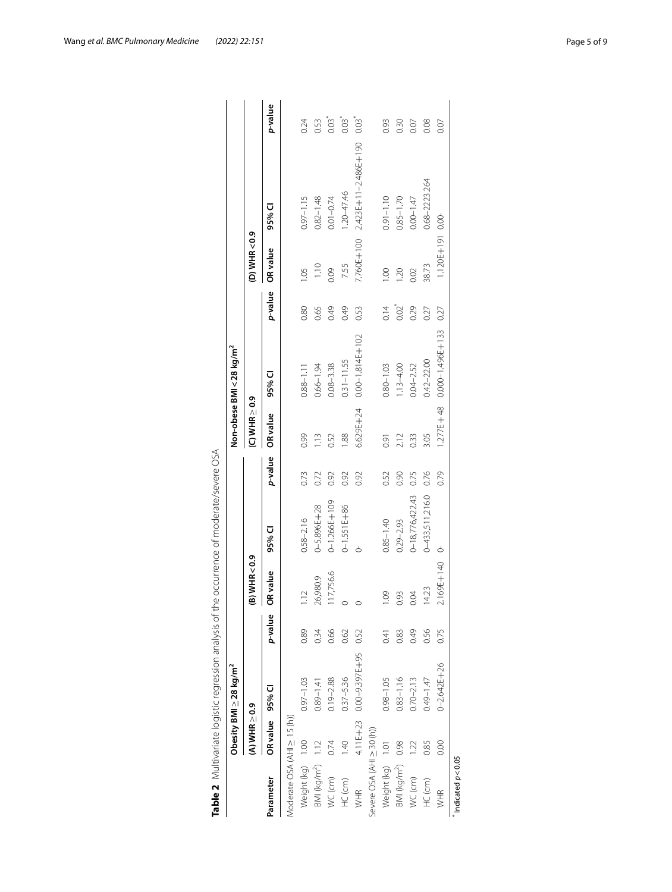**Table 2** Multivariate logistic regression analysis of the occurrence of moderate/severe OSA

| Parameter | Obesity BMI ≥ 28 kg/m² | | | | | | Non-obese BMI < 28 kg/m² | | | | | |
|---|---|---|---|---|---|---|---|---|---|---|---|---|
| | (A) WHR ≥ 0.9 | | | (B) WHR < 0.9 | | | (C) WHR ≥ 0.9 | | | (D) WHR < 0.9 | | |
| | OR value | 95% CI | *p*-value | OR value | 95% CI | *p*-value | OR value | 95% CI | *p*-value | OR value | 95% CI | *p*-value |
| Moderate OSA (AHI ≥ 15 (h)) | | | | | | | | | | | | |
| Weight (kg) | 1.00 | 0.97–1.03 | 0.89 | 1.12 | 0.58–2.16 | 0.73 | 0.99 | 0.88–1.11 | 0.80 | 1.05 | 0.97–1.15 | 0.24 |
| BMI (kg/m²) | 1.12 | 0.89–1.41 | 0.34 | 26,980.9 | 0–5.896E+28 | 0.72 | 1.13 | 0.66–1.94 | 0.65 | 1.10 | 0.82–1.48 | 0.53 |
| WC (cm) | 0.74 | 0.19–2.88 | 0.66 | 117,756.6 | 0–1.266E+109 | 0.92 | 0.52 | 0.08–3.38 | 0.49 | 0.09 | 0.01–0.74 | 0.03* |
| HC (cm) | 1.40 | 0.37–5.36 | 0.62 | 0 | 0–1.551E+86 | 0.92 | 1.88 | 0.31–11.55 | 0.49 | 7.55 | 1.20–47.46 | 0.03* |
| WHR | 4.11E+23 | 0.00–9.397E+95 | 0.52 | 0 | 0- | 0.92 | 6.629E+24 | 0.00–1.814E+102 | 0.53 | 7.760E+100 | 2.423E+11–2.486E+190 | 0.03* |
| Severe OSA (AHI ≥ 30 (h)) | | | | | | | | | | | | |
| Weight (kg) | 1.01 | 0.98–1.05 | 0.41 | 1.09 | 0.85–1.40 | 0.52 | 0.91 | 0.80–1.03 | 0.14 | 1.00 | 0.91–1.10 | 0.93 |
| BMI (kg/m²) | 0.98 | 0.83–1.16 | 0.83 | 0.93 | 0.29–2.93 | 0.90 | 2.12 | 1.13–4.00 | 0.02* | 1.20 | 0.85–1.70 | 0.30 |
| WC (cm) | 1.22 | 0.70–2.13 | 0.49 | 0.04 | 0–18,776,422.43 | 0.75 | 0.33 | 0.04–2.52 | 0.29 | 0.02 | 0.00–1.47 | 0.07 |
| HC (cm) | 0.85 | 0.49–1.47 | 0.56 | 14.23 | 0–433,511,216.0 | 0.76 | 3.05 | 0.42–22.00 | 0.27 | 38.73 | 0.68–2223.264 | 0.08 |
| WHR | 0.00 | 0–2.642E+26 | 0.75 | 2.169E+140 | 0- | 0.79 | 1.277E+48 | 0.000–1.496E+133 | 0.27 | 1.120E+191 | 0.00- | 0.07 |

* Indicated $p < 0.05$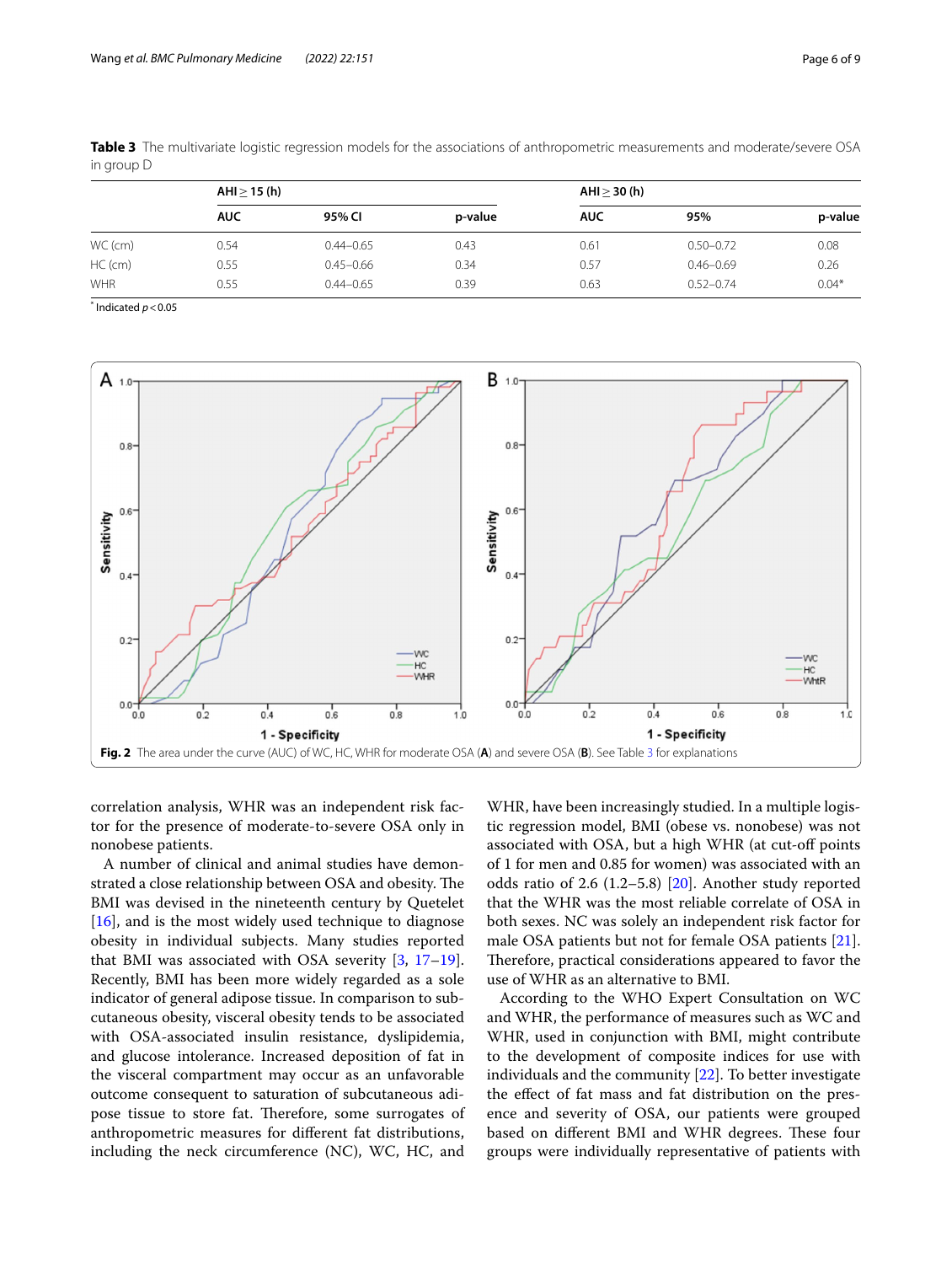**Table 3** The multivariate logistic regression models for the associations of anthropometric measurements and moderate/severe OSA in group D

| | AHI ≥ 15 (h) | | | AHI ≥ 30 (h) | | |
|---|---|---|---|---|---|---|
| | AUC | 95% CI | p-value | AUC | 95% | p-value |
| WC (cm) | 0.54 | 0.44–0.65 | 0.43 | 0.61 | 0.50–0.72 | 0.08 |
| HC (cm) | 0.55 | 0.45–0.66 | 0.34 | 0.57 | 0.46–0.69 | 0.26 |
| WHR | 0.55 | 0.44–0.65 | 0.39 | 0.63 | 0.52–0.74 | 0.04* |

[*] Indicated $p < 0.05$

**Fig. 2** The area under the curve (AUC) of WC, HC, WHR for moderate OSA (**A**) and severe OSA (**B**). See Table 3 for explanations

correlation analysis, WHR was an independent risk factor for the presence of moderate-to-severe OSA only in nonobese patients.

A number of clinical and animal studies have demonstrated a close relationship between OSA and obesity. The BMI was devised in the nineteenth century by Quetelet [16], and is the most widely used technique to diagnose obesity in individual subjects. Many studies reported that BMI was associated with OSA severity [3, 17–19]. Recently, BMI has been more widely regarded as a sole indicator of general adipose tissue. In comparison to subcutaneous obesity, visceral obesity tends to be associated with OSA-associated insulin resistance, dyslipidemia, and glucose intolerance. Increased deposition of fat in the visceral compartment may occur as an unfavorable outcome consequent to saturation of subcutaneous adipose tissue to store fat. Therefore, some surrogates of anthropometric measures for different fat distributions, including the neck circumference (NC), WC, HC, and WHR, have been increasingly studied. In a multiple logistic regression model, BMI (obese vs. nonobese) was not associated with OSA, but a high WHR (at cut-off points of 1 for men and 0.85 for women) was associated with an odds ratio of 2.6 (1.2–5.8) [20]. Another study reported that the WHR was the most reliable correlate of OSA in both sexes. NC was solely an independent risk factor for male OSA patients but not for female OSA patients [21]. Therefore, practical considerations appeared to favor the use of WHR as an alternative to BMI.

According to the WHO Expert Consultation on WC and WHR, the performance of measures such as WC and WHR, used in conjunction with BMI, might contribute to the development of composite indices for use with individuals and the community [22]. To better investigate the effect of fat mass and fat distribution on the presence and severity of OSA, our patients were grouped based on different BMI and WHR degrees. These four groups were individually representative of patients with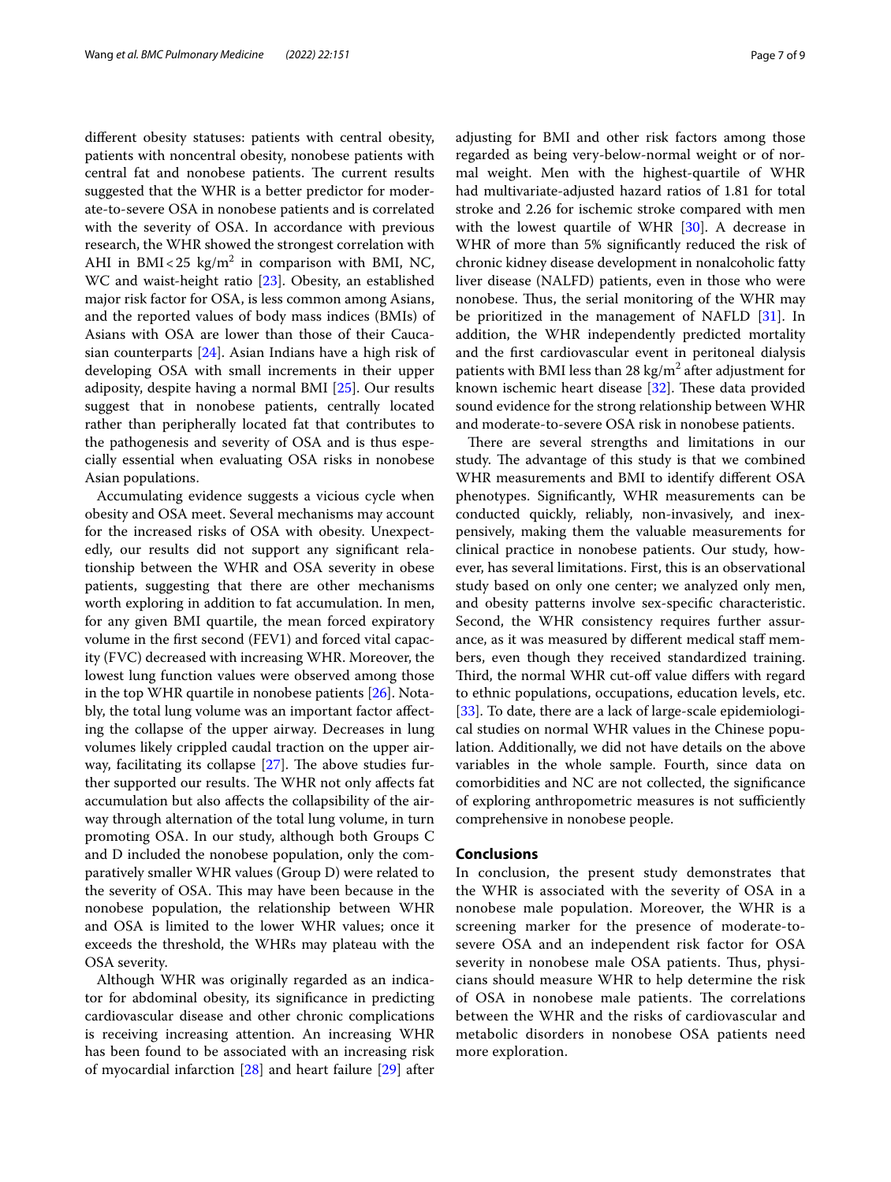different obesity statuses: patients with central obesity, patients with noncentral obesity, nonobese patients with central fat and nonobese patients. The current results suggested that the WHR is a better predictor for moderate-to-severe OSA in nonobese patients and is correlated with the severity of OSA. In accordance with previous research, the WHR showed the strongest correlation with AHI in BMI < 25 kg/m$^2$ in comparison with BMI, NC, WC and waist-height ratio [23]. Obesity, an established major risk factor for OSA, is less common among Asians, and the reported values of body mass indices (BMIs) of Asians with OSA are lower than those of their Caucasian counterparts [24]. Asian Indians have a high risk of developing OSA with small increments in their upper adiposity, despite having a normal BMI [25]. Our results suggest that in nonobese patients, centrally located rather than peripherally located fat that contributes to the pathogenesis and severity of OSA and is thus especially essential when evaluating OSA risks in nonobese Asian populations.

Accumulating evidence suggests a vicious cycle when obesity and OSA meet. Several mechanisms may account for the increased risks of OSA with obesity. Unexpectedly, our results did not support any significant relationship between the WHR and OSA severity in obese patients, suggesting that there are other mechanisms worth exploring in addition to fat accumulation. In men, for any given BMI quartile, the mean forced expiratory volume in the first second (FEV1) and forced vital capacity (FVC) decreased with increasing WHR. Moreover, the lowest lung function values were observed among those in the top WHR quartile in nonobese patients [26]. Notably, the total lung volume was an important factor affecting the collapse of the upper airway. Decreases in lung volumes likely crippled caudal traction on the upper airway, facilitating its collapse [27]. The above studies further supported our results. The WHR not only affects fat accumulation but also affects the collapsibility of the airway through alternation of the total lung volume, in turn promoting OSA. In our study, although both Groups C and D included the nonobese population, only the comparatively smaller WHR values (Group D) were related to the severity of OSA. This may have been because in the nonobese population, the relationship between WHR and OSA is limited to the lower WHR values; once it exceeds the threshold, the WHRs may plateau with the OSA severity.

Although WHR was originally regarded as an indicator for abdominal obesity, its significance in predicting cardiovascular disease and other chronic complications is receiving increasing attention. An increasing WHR has been found to be associated with an increasing risk of myocardial infarction [28] and heart failure [29] after adjusting for BMI and other risk factors among those regarded as being very-below-normal weight or of normal weight. Men with the highest-quartile of WHR had multivariate-adjusted hazard ratios of 1.81 for total stroke and 2.26 for ischemic stroke compared with men with the lowest quartile of WHR [30]. A decrease in WHR of more than 5% significantly reduced the risk of chronic kidney disease development in nonalcoholic fatty liver disease (NALFD) patients, even in those who were nonobese. Thus, the serial monitoring of the WHR may be prioritized in the management of NAFLD [31]. In addition, the WHR independently predicted mortality and the first cardiovascular event in peritoneal dialysis patients with BMI less than 28 kg/m$^2$ after adjustment for known ischemic heart disease [32]. These data provided sound evidence for the strong relationship between WHR and moderate-to-severe OSA risk in nonobese patients.

There are several strengths and limitations in our study. The advantage of this study is that we combined WHR measurements and BMI to identify different OSA phenotypes. Significantly, WHR measurements can be conducted quickly, reliably, non-invasively, and inexpensively, making them the valuable measurements for clinical practice in nonobese patients. Our study, however, has several limitations. First, this is an observational study based on only one center; we analyzed only men, and obesity patterns involve sex-specific characteristic. Second, the WHR consistency requires further assurance, as it was measured by different medical staff members, even though they received standardized training. Third, the normal WHR cut-off value differs with regard to ethnic populations, occupations, education levels, etc. [33]. To date, there are a lack of large-scale epidemiological studies on normal WHR values in the Chinese population. Additionally, we did not have details on the above variables in the whole sample. Fourth, since data on comorbidities and NC are not collected, the significance of exploring anthropometric measures is not sufficiently comprehensive in nonobese people.

## Conclusions

In conclusion, the present study demonstrates that the WHR is associated with the severity of OSA in a nonobese male population. Moreover, the WHR is a screening marker for the presence of moderate-to-severe OSA and an independent risk factor for OSA severity in nonobese male OSA patients. Thus, physicians should measure WHR to help determine the risk of OSA in nonobese male patients. The correlations between the WHR and the risks of cardiovascular and metabolic disorders in nonobese OSA patients need more exploration.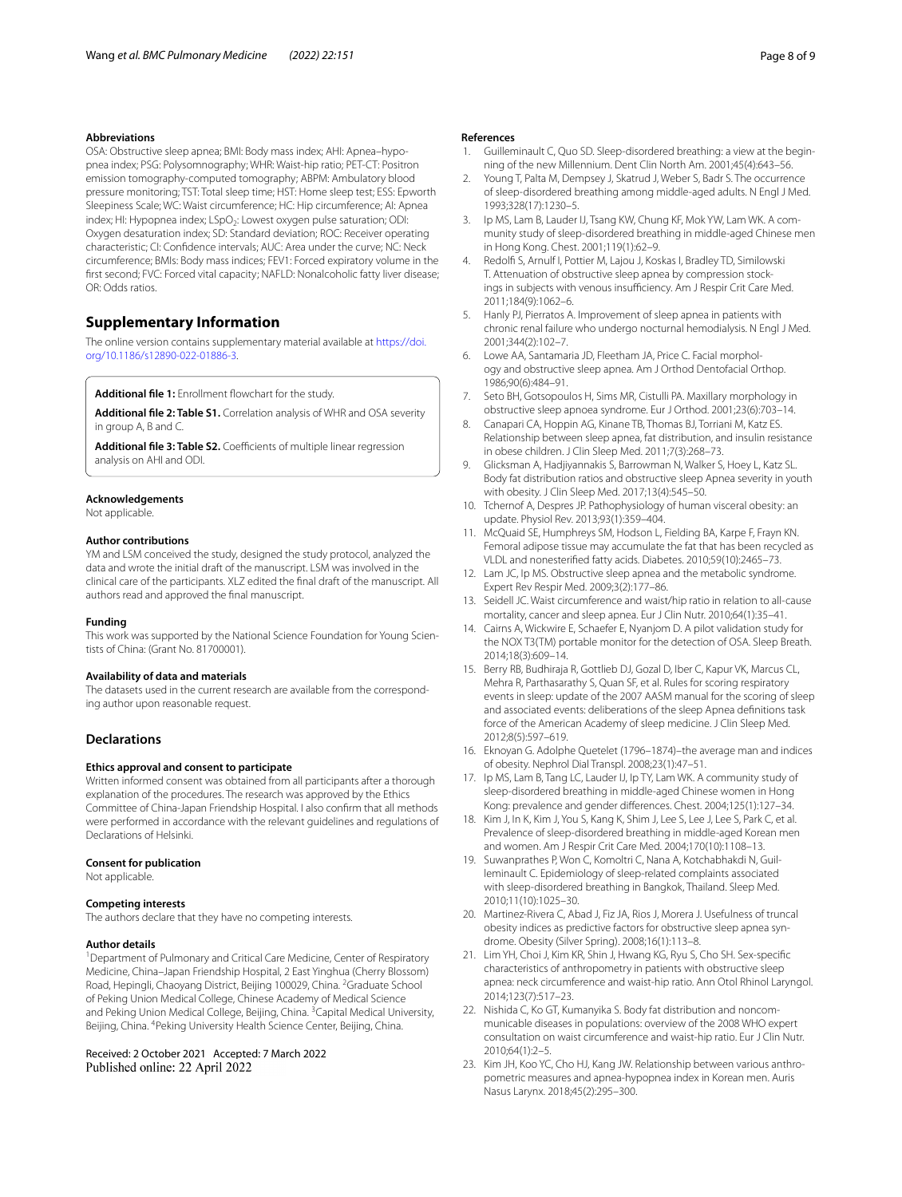### Abbreviations

OSA: Obstructive sleep apnea; BMI: Body mass index; AHI: Apnea–hypopnea index; PSG: Polysomnography; WHR: Waist-hip ratio; PET-CT: Positron emission tomography-computed tomography; ABPM: Ambulatory blood pressure monitoring; TST: Total sleep time; HST: Home sleep test; ESS: Epworth Sleepiness Scale; WC: Waist circumference; HC: Hip circumference; AI: Apnea index; HI: Hypopnea index; $LSpO_2$: Lowest oxygen pulse saturation; ODI: Oxygen desaturation index; SD: Standard deviation; ROC: Receiver operating characteristic; CI: Confidence intervals; AUC: Area under the curve; NC: Neck circumference; BMIs: Body mass indices; FEV1: Forced expiratory volume in the first second; FVC: Forced vital capacity; NAFLD: Nonalcoholic fatty liver disease; OR: Odds ratios.

## Supplementary Information

The online version contains supplementary material available at https://doi.org/10.1186/s12890-022-01886-3.

**Additional file 1:** Enrollment flowchart for the study.

**Additional file 2: Table S1.** Correlation analysis of WHR and OSA severity in group A, B and C.

**Additional file 3: Table S2.** Coefficients of multiple linear regression analysis on AHI and ODI.

### Acknowledgements

Not applicable.

### Author contributions

YM and LSM conceived the study, designed the study protocol, analyzed the data and wrote the initial draft of the manuscript. LSM was involved in the clinical care of the participants. XLZ edited the final draft of the manuscript. All authors read and approved the final manuscript.

### Funding

This work was supported by the National Science Foundation for Young Scientists of China: (Grant No. 81700001).

### Availability of data and materials

The datasets used in the current research are available from the corresponding author upon reasonable request.

## Declarations

### Ethics approval and consent to participate

Written informed consent was obtained from all participants after a thorough explanation of the procedures. The research was approved by the Ethics Committee of China-Japan Friendship Hospital. I also confirm that all methods were performed in accordance with the relevant guidelines and regulations of Declarations of Helsinki.

### Consent for publication

Not applicable.

### Competing interests

The authors declare that they have no competing interests.

### Author details

[1] Department of Pulmonary and Critical Care Medicine, Center of Respiratory Medicine, China–Japan Friendship Hospital, 2 East Yinghua (Cherry Blossom) Road, Hepingli, Chaoyang District, Beijing 100029, China. [2] Graduate School of Peking Union Medical College, Chinese Academy of Medical Science and Peking Union Medical College, Beijing, China. [3] Capital Medical University, Beijing, China. [4] Peking University Health Science Center, Beijing, China.

Received: 2 October 2021 Accepted: 7 March 2022
Published online: 22 April 2022

### References

1. Guilleminault C, Quo SD. Sleep-disordered breathing: a view at the beginning of the new Millennium. Dent Clin North Am. 2001;45(4):643–56.
2. Young T, Palta M, Dempsey J, Skatrud J, Weber S, Badr S. The occurrence of sleep-disordered breathing among middle-aged adults. N Engl J Med. 1993;328(17):1230–5.
3. Ip MS, Lam B, Lauder IJ, Tsang KW, Chung KF, Mok YW, Lam WK. A community study of sleep-disordered breathing in middle-aged Chinese men in Hong Kong. Chest. 2001;119(1):62–9.
4. Redolfi S, Arnulf I, Pottier M, Lajou J, Koskas I, Bradley TD, Similowski T. Attenuation of obstructive sleep apnea by compression stockings in subjects with venous insufficiency. Am J Respir Crit Care Med. 2011;184(9):1062–6.
5. Hanly PJ, Pierratos A. Improvement of sleep apnea in patients with chronic renal failure who undergo nocturnal hemodialysis. N Engl J Med. 2001;344(2):102–7.
6. Lowe AA, Santamaria JD, Fleetham JA, Price C. Facial morphology and obstructive sleep apnea. Am J Orthod Dentofacial Orthop. 1986;90(6):484–91.
7. Seto BH, Gotsopoulos H, Sims MR, Cistulli PA. Maxillary morphology in obstructive sleep apnoea syndrome. Eur J Orthod. 2001;23(6):703–14.
8. Canapari CA, Hoppin AG, Kinane TB, Thomas BJ, Torriani M, Katz ES. Relationship between sleep apnea, fat distribution, and insulin resistance in obese children. J Clin Sleep Med. 2011;7(3):268–73.
9. Glicksman A, Hadjiyannakis S, Barrowman N, Walker S, Hoey L, Katz SL. Body fat distribution ratios and obstructive sleep Apnea severity in youth with obesity. J Clin Sleep Med. 2017;13(4):545–50.
10. Tchernof A, Despres JP. Pathophysiology of human visceral obesity: an update. Physiol Rev. 2013;93(1):359–404.
11. McQuaid SE, Humphreys SM, Hodson L, Fielding BA, Karpe F, Frayn KN. Femoral adipose tissue may accumulate the fat that has been recycled as VLDL and nonesterified fatty acids. Diabetes. 2010;59(10):2465–73.
12. Lam JC, Ip MS. Obstructive sleep apnea and the metabolic syndrome. Expert Rev Respir Med. 2009;3(2):177–86.
13. Seidell JC. Waist circumference and waist/hip ratio in relation to all-cause mortality, cancer and sleep apnea. Eur J Clin Nutr. 2010;64(1):35–41.
14. Cairns A, Wickwire E, Schaefer E, Nyanjom D. A pilot validation study for the NOX T3(TM) portable monitor for the detection of OSA. Sleep Breath. 2014;18(3):609–14.
15. Berry RB, Budhiraja R, Gottlieb DJ, Gozal D, Iber C, Kapur VK, Marcus CL, Mehra R, Parthasarathy S, Quan SF, et al. Rules for scoring respiratory events in sleep: update of the 2007 AASM manual for the scoring of sleep and associated events: deliberations of the sleep Apnea definitions task force of the American Academy of sleep medicine. J Clin Sleep Med. 2012;8(5):597–619.
16. Eknoyan G. Adolphe Quetelet (1796–1874)–the average man and indices of obesity. Nephrol Dial Transpl. 2008;23(1):47–51.
17. Ip MS, Lam B, Tang LC, Lauder IJ, Ip TY, Lam WK. A community study of sleep-disordered breathing in middle-aged Chinese women in Hong Kong: prevalence and gender differences. Chest. 2004;125(1):127–34.
18. Kim J, In K, Kim J, You S, Kang K, Shim J, Lee S, Lee J, Lee S, Park C, et al. Prevalence of sleep-disordered breathing in middle-aged Korean men and women. Am J Respir Crit Care Med. 2004;170(10):1108–13.
19. Suwanprathes P, Won C, Komoltri C, Nana A, Kotchabhakdi N, Guilleminault C. Epidemiology of sleep-related complaints associated with sleep-disordered breathing in Bangkok, Thailand. Sleep Med. 2010;11(10):1025–30.
20. Martinez-Rivera C, Abad J, Fiz JA, Rios J, Morera J. Usefulness of truncal obesity indices as predictive factors for obstructive sleep apnea syndrome. Obesity (Silver Spring). 2008;16(1):113–8.
21. Lim YH, Choi J, Kim KR, Shin J, Hwang KG, Ryu S, Cho SH. Sex-specific characteristics of anthropometry in patients with obstructive sleep apnea: neck circumference and waist-hip ratio. Ann Otol Rhinol Laryngol. 2014;123(7):517–23.
22. Nishida C, Ko GT, Kumanyika S. Body fat distribution and noncommunicable diseases in populations: overview of the 2008 WHO expert consultation on waist circumference and waist-hip ratio. Eur J Clin Nutr. 2010;64(1):2–5.
23. Kim JH, Koo YC, Cho HJ, Kang JW. Relationship between various anthropometric measures and apnea-hypopnea index in Korean men. Auris Nasus Larynx. 2018;45(2):295–300.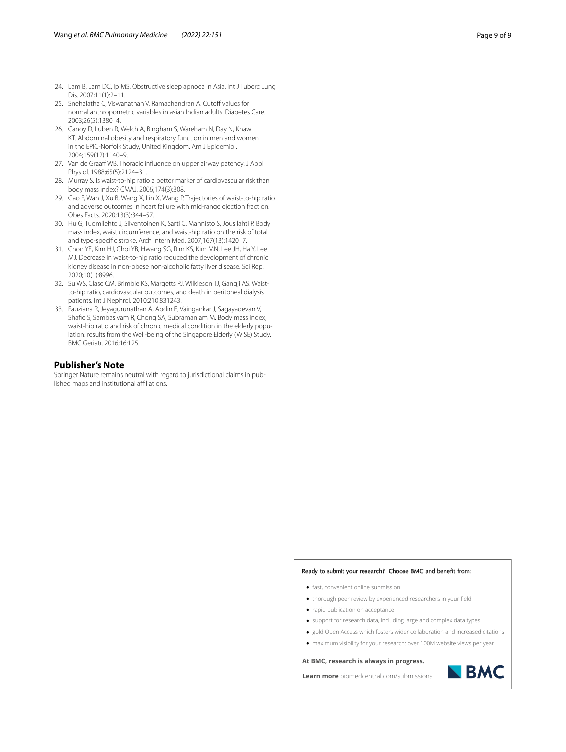24. Lam B, Lam DC, Ip MS. Obstructive sleep apnoea in Asia. Int J Tuberc Lung Dis. 2007;11(1):2–11.
25. Snehalatha C, Viswanathan V, Ramachandran A. Cutoff values for normal anthropometric variables in asian Indian adults. Diabetes Care. 2003;26(5):1380–4.
26. Canoy D, Luben R, Welch A, Bingham S, Wareham N, Day N, Khaw KT. Abdominal obesity and respiratory function in men and women in the EPIC-Norfolk Study, United Kingdom. Am J Epidemiol. 2004;159(12):1140–9.
27. Van de Graaff WB. Thoracic influence on upper airway patency. J Appl Physiol. 1988;65(5):2124–31.
28. Murray S. Is waist-to-hip ratio a better marker of cardiovascular risk than body mass index? CMAJ. 2006;174(3):308.
29. Gao F, Wan J, Xu B, Wang X, Lin X, Wang P. Trajectories of waist-to-hip ratio and adverse outcomes in heart failure with mid-range ejection fraction. Obes Facts. 2020;13(3):344–57.
30. Hu G, Tuomilehto J, Silventoinen K, Sarti C, Mannisto S, Jousilahti P. Body mass index, waist circumference, and waist-hip ratio on the risk of total and type-specific stroke. Arch Intern Med. 2007;167(13):1420–7.
31. Chon YE, Kim HJ, Choi YB, Hwang SG, Rim KS, Kim MN, Lee JH, Ha Y, Lee MJ. Decrease in waist-to-hip ratio reduced the development of chronic kidney disease in non-obese non-alcoholic fatty liver disease. Sci Rep. 2020;10(1):8996.
32. Su WS, Clase CM, Brimble KS, Margetts PJ, Wilkieson TJ, Gangji AS. Waist-to-hip ratio, cardiovascular outcomes, and death in peritoneal dialysis patients. Int J Nephrol. 2010;210:831243.
33. Fauziana R, Jeyagurunathan A, Abdin E, Vaingankar J, Sagayadevan V, Shafie S, Sambasivam R, Chong SA, Subramaniam M. Body mass index, waist-hip ratio and risk of chronic medical condition in the elderly population: results from the Well-being of the Singapore Elderly (WiSE) Study. BMC Geriatr. 2016;16:125.

## Publisher's Note

Springer Nature remains neutral with regard to jurisdictional claims in published maps and institutional affiliations.

Ready to submit your research? Choose BMC and benefit from:

- fast, convenient online submission
- thorough peer review by experienced researchers in your field
- rapid publication on acceptance
- support for research data, including large and complex data types
- gold Open Access which fosters wider collaboration and increased citations
- maximum visibility for your research: over 100M website views per year

**At BMC, research is always in progress.**

**Learn more** biomedcentral.com/submissions

BMC